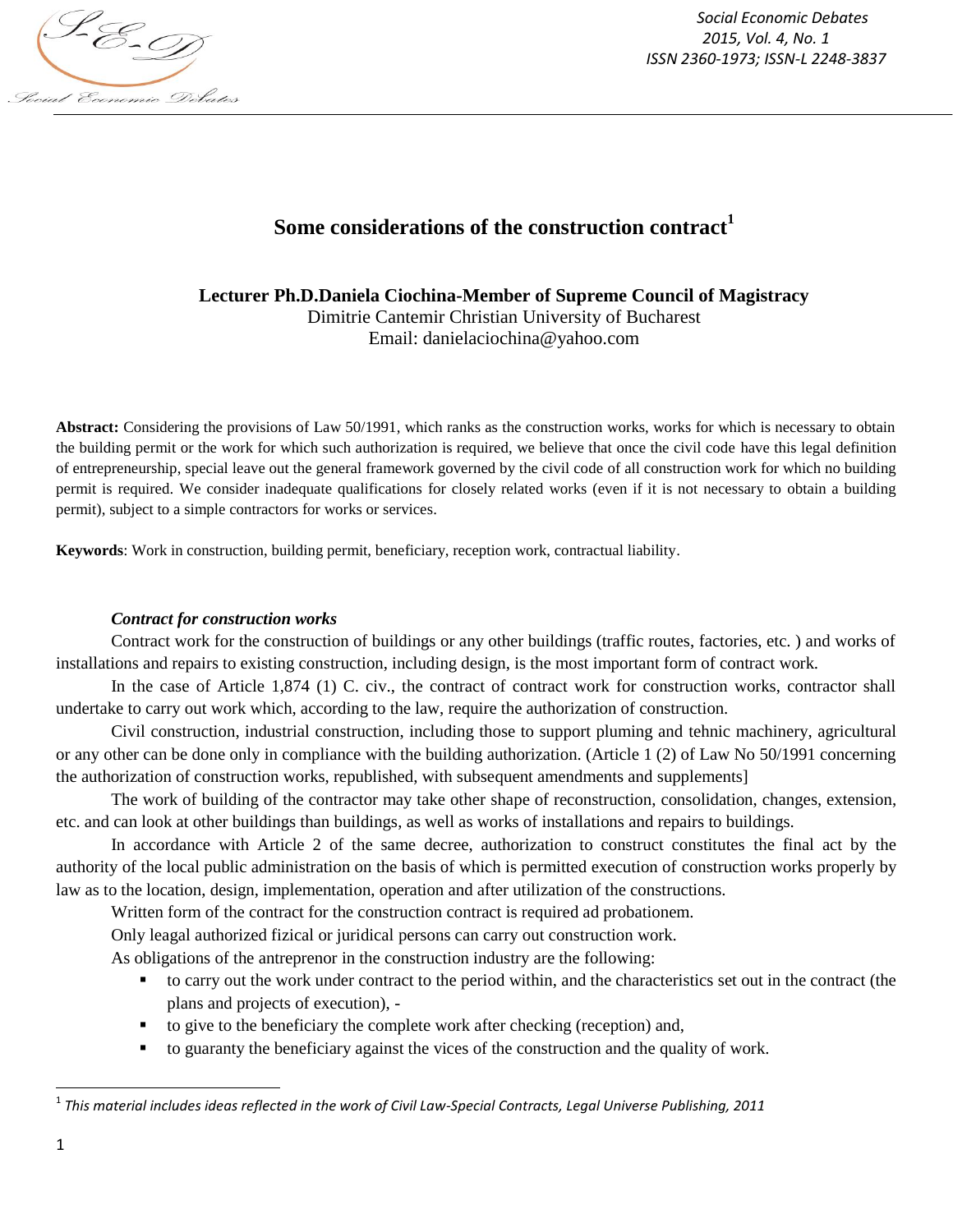# Some considerations of the construction contract[1]

**Lecturer Ph.D.Daniela Ciochina-Member of Supreme Council of Magistracy**
Dimitrie Cantemir Christian University of Bucharest
Email: danielaciochina@yahoo.com

**Abstract:** Considering the provisions of Law 50/1991, which ranks as the construction works, works for which is necessary to obtain the building permit or the work for which such authorization is required, we believe that once the civil code have this legal definition of entrepreneurship, special leave out the general framework governed by the civil code of all construction work for which no building permit is required. We consider inadequate qualifications for closely related works (even if it is not necessary to obtain a building permit), subject to a simple contractors for works or services.

**Keywords**: Work in construction, building permit, beneficiary, reception work, contractual liability.

***Contract for construction works***

Contract work for the construction of buildings or any other buildings (traffic routes, factories, etc. ) and works of installations and repairs to existing construction, including design, is the most important form of contract work.

In the case of Article 1,874 (1) C. civ., the contract of contract work for construction works, contractor shall undertake to carry out work which, according to the law, require the authorization of construction.

Civil construction, industrial construction, including those to support pluming and tehnic machinery, agricultural or any other can be done only in compliance with the building authorization. (Article 1 (2) of Law No 50/1991 concerning the authorization of construction works, republished, with subsequent amendments and supplements]

The work of building of the contractor may take other shape of reconstruction, consolidation, changes, extension, etc. and can look at other buildings than buildings, as well as works of installations and repairs to buildings.

In accordance with Article 2 of the same decree, authorization to construct constitutes the final act by the authority of the local public administration on the basis of which is permitted execution of construction works properly by law as to the location, design, implementation, operation and after utilization of the constructions.

Written form of the contract for the construction contract is required ad probationem.

Only leagal authorized fizical or juridical persons can carry out construction work.

As obligations of the antreprenor in the construction industry are the following:

- to carry out the work under contract to the period within, and the characteristics set out in the contract (the plans and projects of execution), -
- to give to the beneficiary the complete work after checking (reception) and,
- to guaranty the beneficiary against the vices of the construction and the quality of work.

[1] *This material includes ideas reflected in the work of Civil Law-Special Contracts, Legal Universe Publishing, 2011*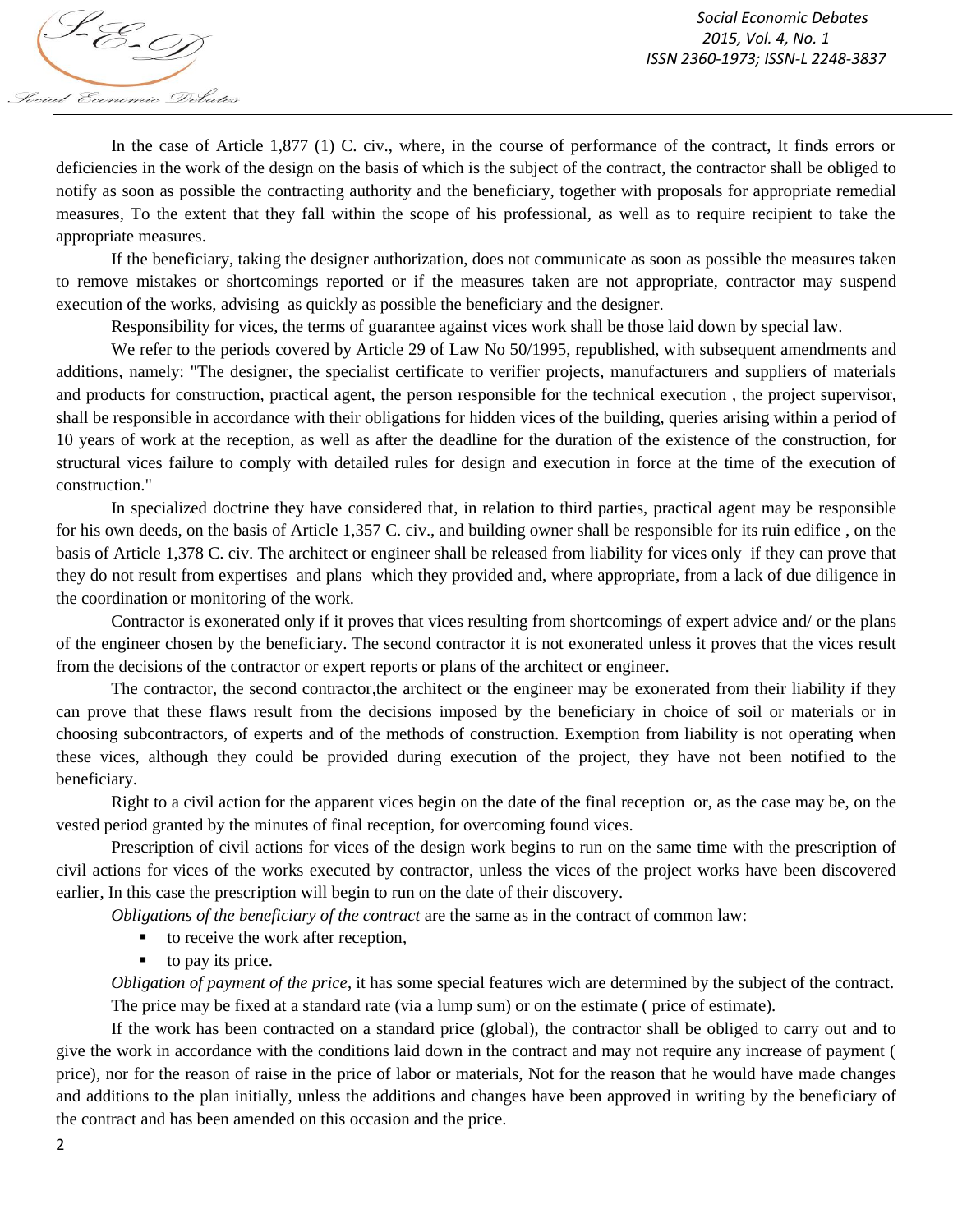In the case of Article 1,877 (1) C. civ., where, in the course of performance of the contract, It finds errors or deficiencies in the work of the design on the basis of which is the subject of the contract, the contractor shall be obliged to notify as soon as possible the contracting authority and the beneficiary, together with proposals for appropriate remedial measures, To the extent that they fall within the scope of his professional, as well as to require recipient to take the appropriate measures.

If the beneficiary, taking the designer authorization, does not communicate as soon as possible the measures taken to remove mistakes or shortcomings reported or if the measures taken are not appropriate, contractor may suspend execution of the works, advising as quickly as possible the beneficiary and the designer.

Responsibility for vices, the terms of guarantee against vices work shall be those laid down by special law.

We refer to the periods covered by Article 29 of Law No 50/1995, republished, with subsequent amendments and additions, namely: "The designer, the specialist certificate to verifier projects, manufacturers and suppliers of materials and products for construction, practical agent, the person responsible for the technical execution , the project supervisor, shall be responsible in accordance with their obligations for hidden vices of the building, queries arising within a period of 10 years of work at the reception, as well as after the deadline for the duration of the existence of the construction, for structural vices failure to comply with detailed rules for design and execution in force at the time of the execution of construction."

In specialized doctrine they have considered that, in relation to third parties, practical agent may be responsible for his own deeds, on the basis of Article 1,357 C. civ., and building owner shall be responsible for its ruin edifice , on the basis of Article 1,378 C. civ. The architect or engineer shall be released from liability for vices only if they can prove that they do not result from expertises and plans which they provided and, where appropriate, from a lack of due diligence in the coordination or monitoring of the work.

Contractor is exonerated only if it proves that vices resulting from shortcomings of expert advice and/ or the plans of the engineer chosen by the beneficiary. The second contractor it is not exonerated unless it proves that the vices result from the decisions of the contractor or expert reports or plans of the architect or engineer.

The contractor, the second contractor,the architect or the engineer may be exonerated from their liability if they can prove that these flaws result from the decisions imposed by the beneficiary in choice of soil or materials or in choosing subcontractors, of experts and of the methods of construction. Exemption from liability is not operating when these vices, although they could be provided during execution of the project, they have not been notified to the beneficiary.

Right to a civil action for the apparent vices begin on the date of the final reception or, as the case may be, on the vested period granted by the minutes of final reception, for overcoming found vices.

Prescription of civil actions for vices of the design work begins to run on the same time with the prescription of civil actions for vices of the works executed by contractor, unless the vices of the project works have been discovered earlier, In this case the prescription will begin to run on the date of their discovery.

*Obligations of the beneficiary of the contract* are the same as in the contract of common law:

- to receive the work after reception,
- to pay its price.

*Obligation of payment of the price*, it has some special features wich are determined by the subject of the contract.

The price may be fixed at a standard rate (via a lump sum) or on the estimate ( price of estimate).

If the work has been contracted on a standard price (global), the contractor shall be obliged to carry out and to give the work in accordance with the conditions laid down in the contract and may not require any increase of payment ( price), nor for the reason of raise in the price of labor or materials, Not for the reason that he would have made changes and additions to the plan initially, unless the additions and changes have been approved in writing by the beneficiary of the contract and has been amended on this occasion and the price.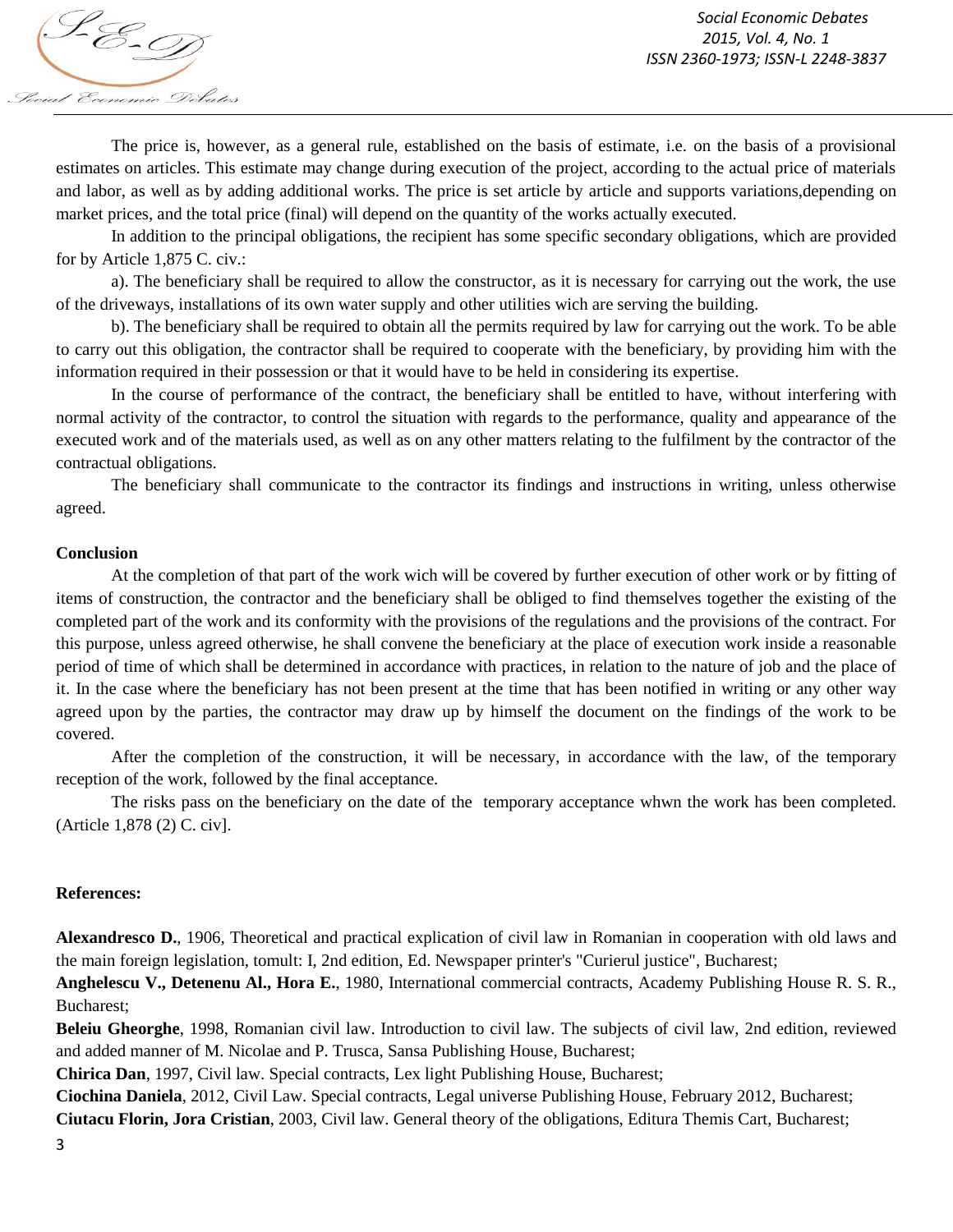The price is, however, as a general rule, established on the basis of estimate, i.e. on the basis of a provisional estimates on articles. This estimate may change during execution of the project, according to the actual price of materials and labor, as well as by adding additional works. The price is set article by article and supports variations,depending on market prices, and the total price (final) will depend on the quantity of the works actually executed.

In addition to the principal obligations, the recipient has some specific secondary obligations, which are provided for by Article 1,875 C. civ.:

a). The beneficiary shall be required to allow the constructor, as it is necessary for carrying out the work, the use of the driveways, installations of its own water supply and other utilities wich are serving the building.

b). The beneficiary shall be required to obtain all the permits required by law for carrying out the work. To be able to carry out this obligation, the contractor shall be required to cooperate with the beneficiary, by providing him with the information required in their possession or that it would have to be held in considering its expertise.

In the course of performance of the contract, the beneficiary shall be entitled to have, without interfering with normal activity of the contractor, to control the situation with regards to the performance, quality and appearance of the executed work and of the materials used, as well as on any other matters relating to the fulfilment by the contractor of the contractual obligations.

The beneficiary shall communicate to the contractor its findings and instructions in writing, unless otherwise agreed.

**Conclusion**

At the completion of that part of the work wich will be covered by further execution of other work or by fitting of items of construction, the contractor and the beneficiary shall be obliged to find themselves together the existing of the completed part of the work and its conformity with the provisions of the regulations and the provisions of the contract. For this purpose, unless agreed otherwise, he shall convene the beneficiary at the place of execution work inside a reasonable period of time of which shall be determined in accordance with practices, in relation to the nature of job and the place of it. In the case where the beneficiary has not been present at the time that has been notified in writing or any other way agreed upon by the parties, the contractor may draw up by himself the document on the findings of the work to be covered.

After the completion of the construction, it will be necessary, in accordance with the law, of the temporary reception of the work, followed by the final acceptance.

The risks pass on the beneficiary on the date of the temporary acceptance whwn the work has been completed. (Article 1,878 (2) C. civ].

**References:**

**Alexandresco D.**, 1906, Theoretical and practical explication of civil law in Romanian in cooperation with old laws and the main foreign legislation, tomult: I, 2nd edition, Ed. Newspaper printer's "Curierul justice", Bucharest;

**Anghelescu V., Detenenu Al., Hora E.**, 1980, International commercial contracts, Academy Publishing House R. S. R., Bucharest;

**Beleiu Gheorghe**, 1998, Romanian civil law. Introduction to civil law. The subjects of civil law, 2nd edition, reviewed and added manner of M. Nicolae and P. Trusca, Sansa Publishing House, Bucharest;

**Chirica Dan**, 1997, Civil law. Special contracts, Lex light Publishing House, Bucharest;

**Ciochina Daniela**, 2012, Civil Law. Special contracts, Legal universe Publishing House, February 2012, Bucharest;

**Ciutacu Florin, Jora Cristian**, 2003, Civil law. General theory of the obligations, Editura Themis Cart, Bucharest;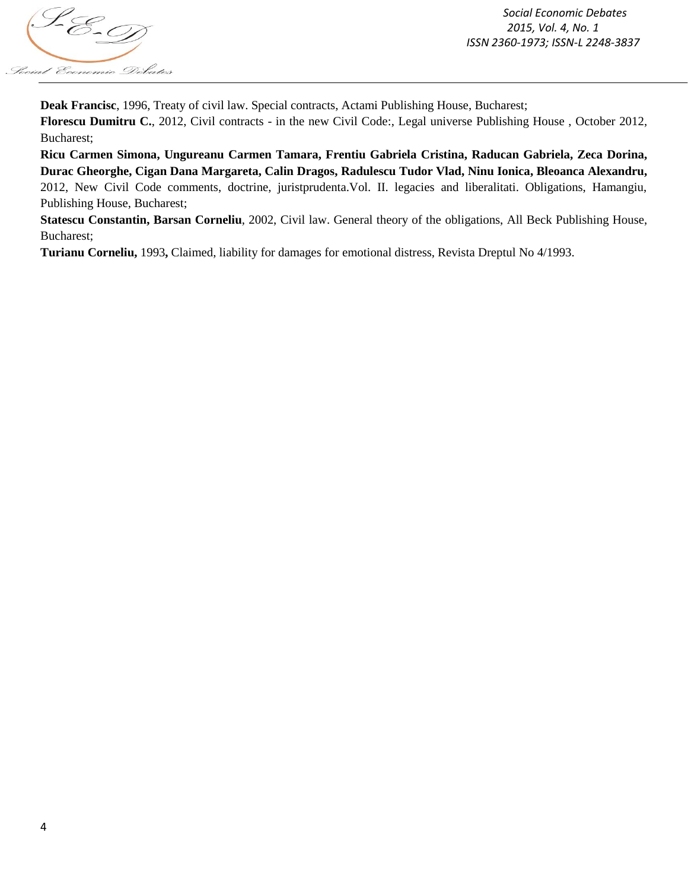**Deak Francisc**, 1996, Treaty of civil law. Special contracts, Actami Publishing House, Bucharest;

**Florescu Dumitru C.**, 2012, Civil contracts - in the new Civil Code:, Legal universe Publishing House , October 2012, Bucharest;

**Ricu Carmen Simona, Ungureanu Carmen Tamara, Frentiu Gabriela Cristina, Raducan Gabriela, Zeca Dorina, Durac Gheorghe, Cigan Dana Margareta, Calin Dragos, Radulescu Tudor Vlad, Ninu Ionica, Bleoanca Alexandru,** 2012, New Civil Code comments, doctrine, juristprudenta.Vol. II. legacies and liberalitati. Obligations, Hamangiu, Publishing House, Bucharest;

**Statescu Constantin, Barsan Corneliu**, 2002, Civil law. General theory of the obligations, All Beck Publishing House, Bucharest;

**Turianu Corneliu,** 1993**,** Claimed, liability for damages for emotional distress, Revista Dreptul No 4/1993.